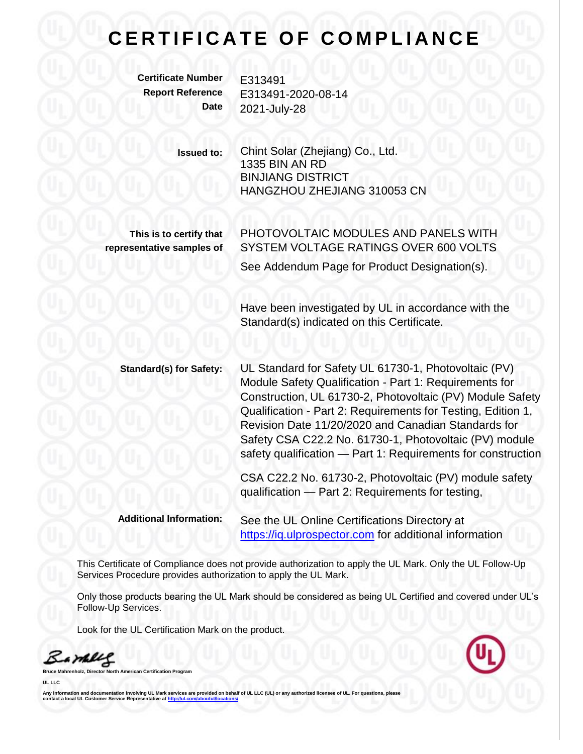# CERTIFICATE OF COMPLIANCE

**Certificate Number** E313491
**Report Reference** E313491-2020-08-14
**Date** 2021-July-28

**Issued to:** Chint Solar (Zhejiang) Co., Ltd.
1335 BIN AN RD
BINJIANG DISTRICT
HANGZHOU ZHEJIANG 310053 CN

**This is to certify that representative samples of** PHOTOVOLTAIC MODULES AND PANELS WITH SYSTEM VOLTAGE RATINGS OVER 600 VOLTS

See Addendum Page for Product Designation(s).

Have been investigated by UL in accordance with the Standard(s) indicated on this Certificate.

**Standard(s) for Safety:** UL Standard for Safety UL 61730-1, Photovoltaic (PV) Module Safety Qualification - Part 1: Requirements for Construction, UL 61730-2, Photovoltaic (PV) Module Safety Qualification - Part 2: Requirements for Testing, Edition 1, Revision Date 11/20/2020 and Canadian Standards for Safety CSA C22.2 No. 61730-1, Photovoltaic (PV) module safety qualification — Part 1: Requirements for construction

CSA C22.2 No. 61730-2, Photovoltaic (PV) module safety qualification — Part 2: Requirements for testing,

**Additional Information:** See the UL Online Certifications Directory at https://iq.ulprospector.com for additional information

This Certificate of Compliance does not provide authorization to apply the UL Mark. Only the UL Follow-Up Services Procedure provides authorization to apply the UL Mark.

Only those products bearing the UL Mark should be considered as being UL Certified and covered under UL's Follow-Up Services.

Look for the UL Certification Mark on the product.

**Bruce Mahrenholz, Director North American Certification Program**

**UL LLC**

**Any information and documentation involving UL Mark services are provided on behalf of UL LLC (UL) or any authorized licensee of UL. For questions, please contact a local UL Customer Service Representative at http://ul.com/aboutul/locations/**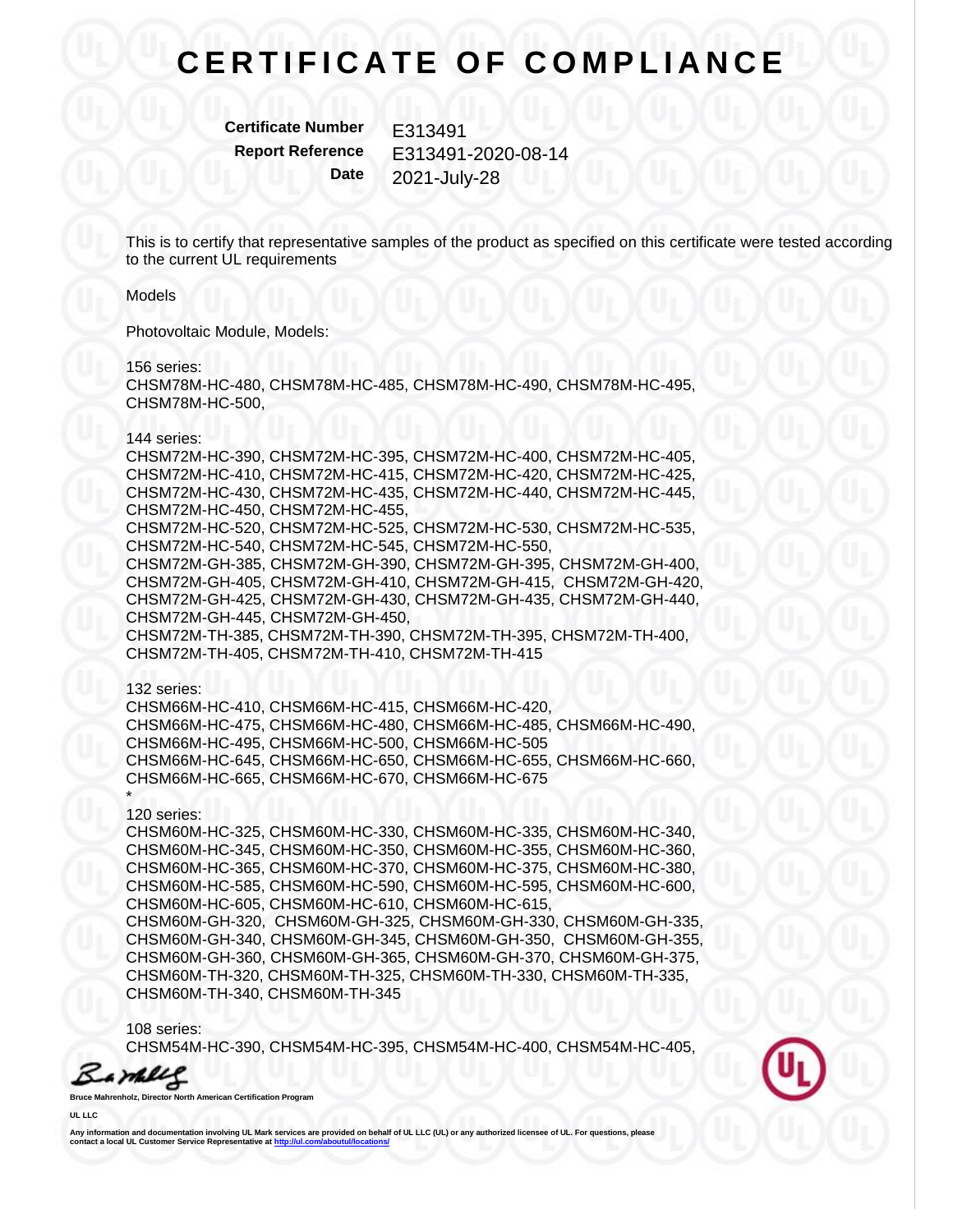# CERTIFICATE OF COMPLIANCE

**Certificate Number** E313491
**Report Reference** E313491-2020-08-14
**Date** 2021-July-28

This is to certify that representative samples of the product as specified on this certificate were tested according to the current UL requirements

Models

Photovoltaic Module, Models:

156 series:
CHSM78M-HC-480, CHSM78M-HC-485, CHSM78M-HC-490, CHSM78M-HC-495, CHSM78M-HC-500,

144 series:
CHSM72M-HC-390, CHSM72M-HC-395, CHSM72M-HC-400, CHSM72M-HC-405, CHSM72M-HC-410, CHSM72M-HC-415, CHSM72M-HC-420, CHSM72M-HC-425, CHSM72M-HC-430, CHSM72M-HC-435, CHSM72M-HC-440, CHSM72M-HC-445, CHSM72M-HC-450, CHSM72M-HC-455,
CHSM72M-HC-520, CHSM72M-HC-525, CHSM72M-HC-530, CHSM72M-HC-535, CHSM72M-HC-540, CHSM72M-HC-545, CHSM72M-HC-550,
CHSM72M-GH-385, CHSM72M-GH-390, CHSM72M-GH-395, CHSM72M-GH-400, CHSM72M-GH-405, CHSM72M-GH-410, CHSM72M-GH-415, CHSM72M-GH-420, CHSM72M-GH-425, CHSM72M-GH-430, CHSM72M-GH-435, CHSM72M-GH-440, CHSM72M-GH-445, CHSM72M-GH-450,
CHSM72M-TH-385, CHSM72M-TH-390, CHSM72M-TH-395, CHSM72M-TH-400, CHSM72M-TH-405, CHSM72M-TH-410, CHSM72M-TH-415

132 series:
CHSM66M-HC-410, CHSM66M-HC-415, CHSM66M-HC-420,
CHSM66M-HC-475, CHSM66M-HC-480, CHSM66M-HC-485, CHSM66M-HC-490, CHSM66M-HC-495, CHSM66M-HC-500, CHSM66M-HC-505
CHSM66M-HC-645, CHSM66M-HC-650, CHSM66M-HC-655, CHSM66M-HC-660, CHSM66M-HC-665, CHSM66M-HC-670, CHSM66M-HC-675
*

120 series:
CHSM60M-HC-325, CHSM60M-HC-330, CHSM60M-HC-335, CHSM60M-HC-340, CHSM60M-HC-345, CHSM60M-HC-350, CHSM60M-HC-355, CHSM60M-HC-360, CHSM60M-HC-365, CHSM60M-HC-370, CHSM60M-HC-375, CHSM60M-HC-380, CHSM60M-HC-585, CHSM60M-HC-590, CHSM60M-HC-595, CHSM60M-HC-600, CHSM60M-HC-605, CHSM60M-HC-610, CHSM60M-HC-615,
CHSM60M-GH-320, CHSM60M-GH-325, CHSM60M-GH-330, CHSM60M-GH-335, CHSM60M-GH-340, CHSM60M-GH-345, CHSM60M-GH-350, CHSM60M-GH-355, CHSM60M-GH-360, CHSM60M-GH-365, CHSM60M-GH-370, CHSM60M-GH-375,
CHSM60M-TH-320, CHSM60M-TH-325, CHSM60M-TH-330, CHSM60M-TH-335, CHSM60M-TH-340, CHSM60M-TH-345

108 series:
CHSM54M-HC-390, CHSM54M-HC-395, CHSM54M-HC-400, CHSM54M-HC-405,

**Bruce Mahrenholz, Director North American Certification Program**

**UL LLC**

**Any information and documentation involving UL Mark services are provided on behalf of UL LLC (UL) or any authorized licensee of UL. For questions, please contact a local UL Customer Service Representative at http://ul.com/aboutul/locations/**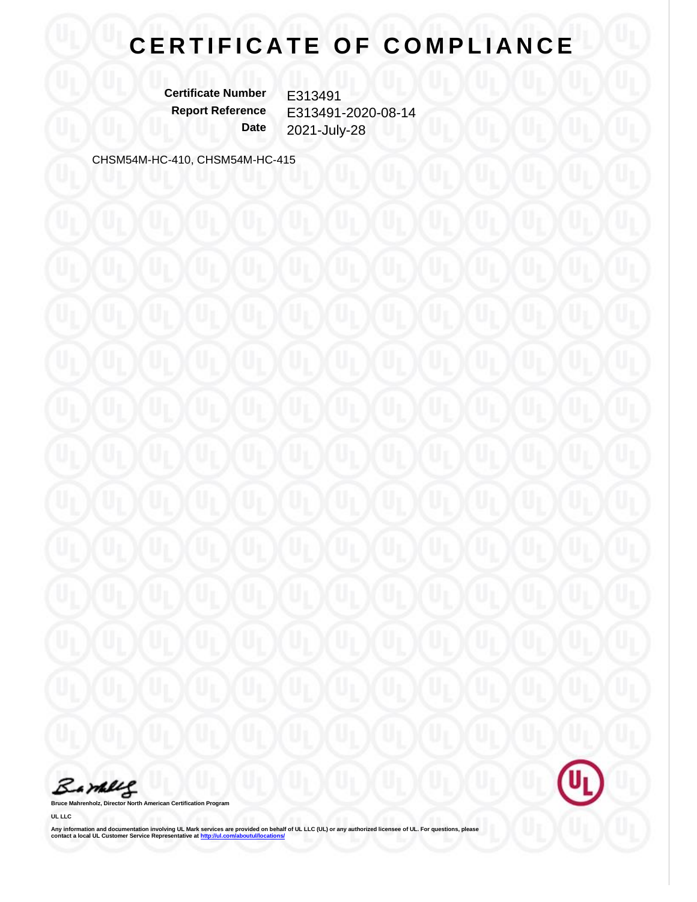# CERTIFICATE OF COMPLIANCE

| | |
|---|---|
| **Certificate Number** | E313491 |
| **Report Reference** | E313491-2020-08-14 |
| **Date** | 2021-July-28 |

CHSM54M-HC-410, CHSM54M-HC-415

**Bruce Mahrenholz, Director North American Certification Program**

**UL LLC**

**Any information and documentation involving UL Mark services are provided on behalf of UL LLC (UL) or any authorized licensee of UL. For questions, please contact a local UL Customer Service Representative at http://ul.com/aboutul/locations/**